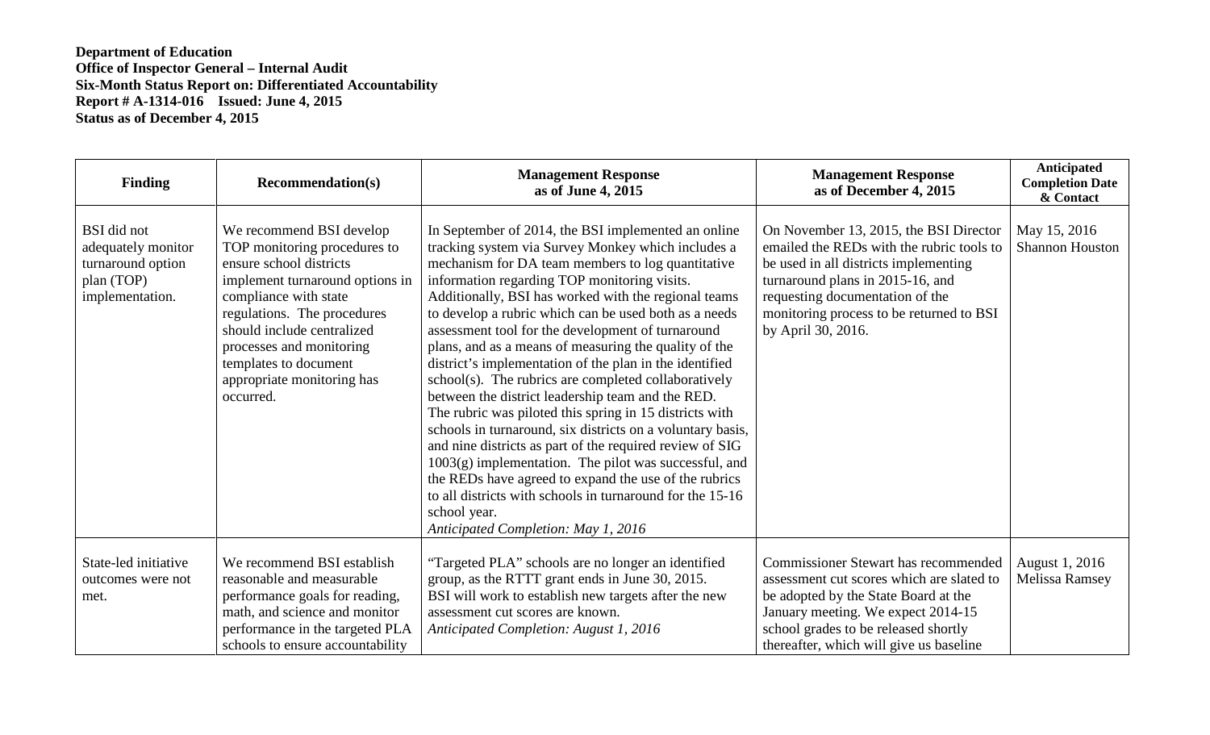**Department of Education**
**Office of Inspector General – Internal Audit**
**Six-Month Status Report on: Differentiated Accountability**
**Report # A-1314-016 Issued: June 4, 2015**
**Status as of December 4, 2015**

| Finding | Recommendation(s) | Management Response as of June 4, 2015 | Management Response as of December 4, 2015 | Anticipated Completion Date & Contact |
|---|---|---|---|---|
| BSI did not adequately monitor turnaround option plan (TOP) implementation. | We recommend BSI develop TOP monitoring procedures to ensure school districts implement turnaround options in compliance with state regulations. The procedures should include centralized processes and monitoring templates to document appropriate monitoring has occurred. | In September of 2014, the BSI implemented an online tracking system via Survey Monkey which includes a mechanism for DA team members to log quantitative information regarding TOP monitoring visits. Additionally, BSI has worked with the regional teams to develop a rubric which can be used both as a needs assessment tool for the development of turnaround plans, and as a means of measuring the quality of the district's implementation of the plan in the identified school(s). The rubrics are completed collaboratively between the district leadership team and the RED. The rubric was piloted this spring in 15 districts with schools in turnaround, six districts on a voluntary basis, and nine districts as part of the required review of SIG 1003(g) implementation. The pilot was successful, and the REDs have agreed to expand the use of the rubrics to all districts with schools in turnaround for the 15-16 school year. *Anticipated Completion: May 1, 2016* | On November 13, 2015, the BSI Director emailed the REDs with the rubric tools to be used in all districts implementing turnaround plans in 2015-16, and requesting documentation of the monitoring process to be returned to BSI by April 30, 2016. | May 15, 2016 Shannon Houston |
| State-led initiative outcomes were not met. | We recommend BSI establish reasonable and measurable performance goals for reading, math, and science and monitor performance in the targeted PLA schools to ensure accountability | "Targeted PLA" schools are no longer an identified group, as the RTTT grant ends in June 30, 2015. BSI will work to establish new targets after the new assessment cut scores are known. *Anticipated Completion: August 1, 2016* | Commissioner Stewart has recommended assessment cut scores which are slated to be adopted by the State Board at the January meeting. We expect 2014-15 school grades to be released shortly thereafter, which will give us baseline | August 1, 2016 Melissa Ramsey |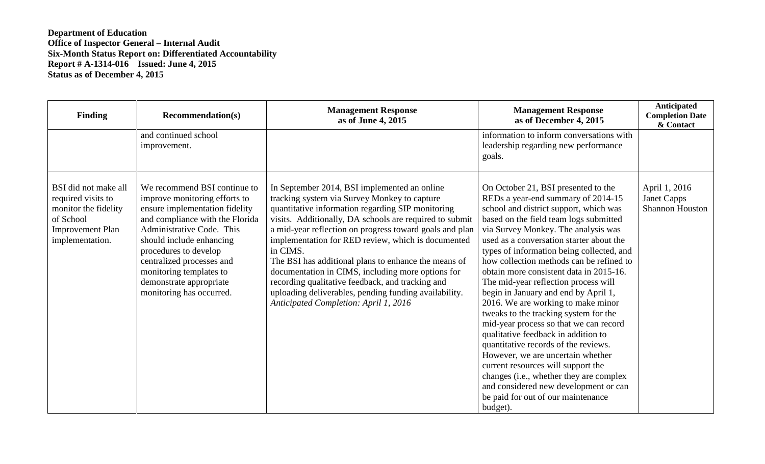**Department of Education**
**Office of Inspector General – Internal Audit**
**Six-Month Status Report on: Differentiated Accountability**
**Report # A-1314-016 Issued: June 4, 2015**
**Status as of December 4, 2015**

| Finding | Recommendation(s) | Management Response as of June 4, 2015 | Management Response as of December 4, 2015 | Anticipated Completion Date & Contact |
|---|---|---|---|---|
| | and continued school improvement. | | information to inform conversations with leadership regarding new performance goals. | |
| BSI did not make all required visits to monitor the fidelity of School Improvement Plan implementation. | We recommend BSI continue to improve monitoring efforts to ensure implementation fidelity and compliance with the Florida Administrative Code. This should include enhancing procedures to develop centralized processes and monitoring templates to demonstrate appropriate monitoring has occurred. | In September 2014, BSI implemented an online tracking system via Survey Monkey to capture quantitative information regarding SIP monitoring visits. Additionally, DA schools are required to submit a mid-year reflection on progress toward goals and plan implementation for RED review, which is documented in CIMS.<br>The BSI has additional plans to enhance the means of documentation in CIMS, including more options for recording qualitative feedback, and tracking and uploading deliverables, pending funding availability.<br>*Anticipated Completion: April 1, 2016* | On October 21, BSI presented to the REDs a year-end summary of 2014-15 school and district support, which was based on the field team logs submitted via Survey Monkey. The analysis was used as a conversation starter about the types of information being collected, and how collection methods can be refined to obtain more consistent data in 2015-16. The mid-year reflection process will begin in January and end by April 1, 2016. We are working to make minor tweaks to the tracking system for the mid-year process so that we can record qualitative feedback in addition to quantitative records of the reviews. However, we are uncertain whether current resources will support the changes (i.e., whether they are complex and considered new development or can be paid for out of our maintenance budget). | April 1, 2016<br>Janet Capps<br>Shannon Houston |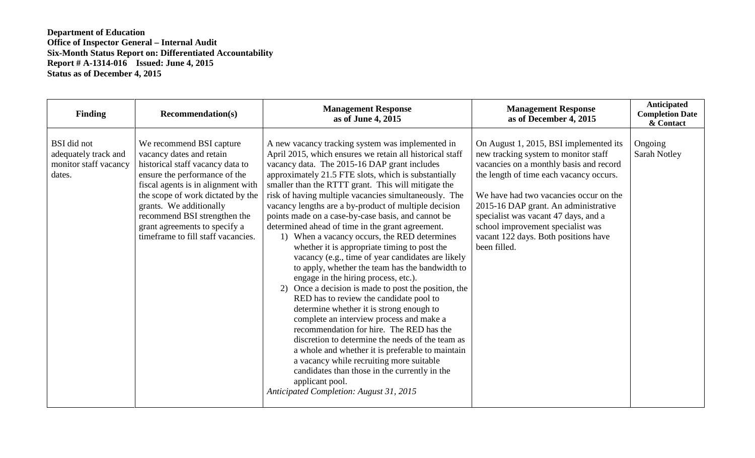**Department of Education**
**Office of Inspector General – Internal Audit**
**Six-Month Status Report on: Differentiated Accountability**
**Report # A-1314-016 Issued: June 4, 2015**
**Status as of December 4, 2015**

| Finding | Recommendation(s) | Management Response as of June 4, 2015 | Management Response as of December 4, 2015 | Anticipated Completion Date & Contact |
|---|---|---|---|---|
| BSI did not adequately track and monitor staff vacancy dates. | We recommend BSI capture vacancy dates and retain historical staff vacancy data to ensure the performance of the fiscal agents is in alignment with the scope of work dictated by the grants. We additionally recommend BSI strengthen the grant agreements to specify a timeframe to fill staff vacancies. | A new vacancy tracking system was implemented in April 2015, which ensures we retain all historical staff vacancy data. The 2015-16 DAP grant includes approximately 21.5 FTE slots, which is substantially smaller than the RTTT grant. This will mitigate the risk of having multiple vacancies simultaneously. The vacancy lengths are a by-product of multiple decision points made on a case-by-case basis, and cannot be determined ahead of time in the grant agreement.<br>1) When a vacancy occurs, the RED determines whether it is appropriate timing to post the vacancy (e.g., time of year candidates are likely to apply, whether the team has the bandwidth to engage in the hiring process, etc.).<br>2) Once a decision is made to post the position, the RED has to review the candidate pool to determine whether it is strong enough to complete an interview process and make a recommendation for hire. The RED has the discretion to determine the needs of the team as a whole and whether it is preferable to maintain a vacancy while recruiting more suitable candidates than those in the currently in the applicant pool.<br>*Anticipated Completion: August 31, 2015* | On August 1, 2015, BSI implemented its new tracking system to monitor staff vacancies on a monthly basis and record the length of time each vacancy occurs.<br><br>We have had two vacancies occur on the 2015-16 DAP grant. An administrative specialist was vacant 47 days, and a school improvement specialist was vacant 122 days. Both positions have been filled. | Ongoing<br>Sarah Notley |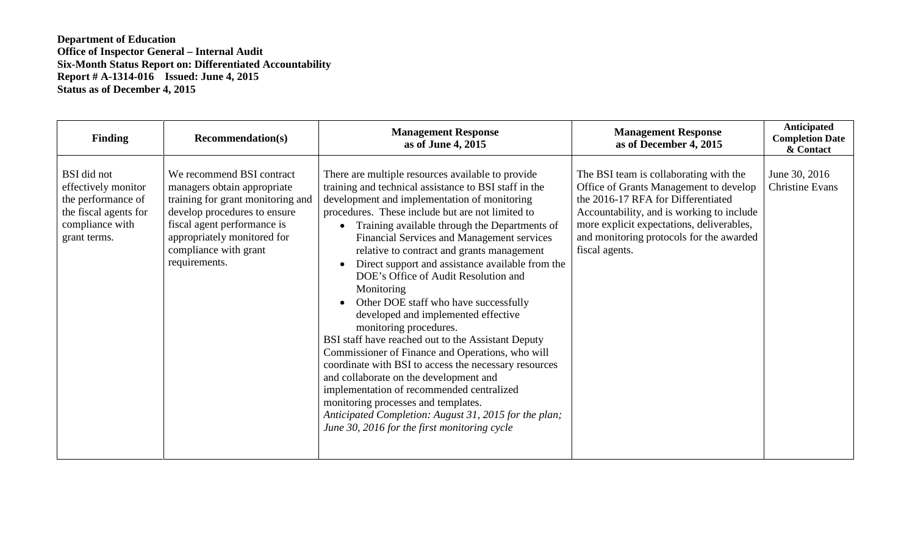**Department of Education**
**Office of Inspector General – Internal Audit**
**Six-Month Status Report on: Differentiated Accountability**
**Report # A-1314-016 Issued: June 4, 2015**
**Status as of December 4, 2015**

| Finding | Recommendation(s) | Management Response as of June 4, 2015 | Management Response as of December 4, 2015 | Anticipated Completion Date & Contact |
|---|---|---|---|---|
| BSI did not effectively monitor the performance of the fiscal agents for compliance with grant terms. | We recommend BSI contract managers obtain appropriate training for grant monitoring and develop procedures to ensure fiscal agent performance is appropriately monitored for compliance with grant requirements. | There are multiple resources available to provide training and technical assistance to BSI staff in the development and implementation of monitoring procedures. These include but are not limited to<br>• Training available through the Departments of Financial Services and Management services relative to contract and grants management<br>• Direct support and assistance available from the DOE's Office of Audit Resolution and Monitoring<br>• Other DOE staff who have successfully developed and implemented effective monitoring procedures.<br>BSI staff have reached out to the Assistant Deputy Commissioner of Finance and Operations, who will coordinate with BSI to access the necessary resources and collaborate on the development and implementation of recommended centralized monitoring processes and templates.<br>*Anticipated Completion: August 31, 2015 for the plan; June 30, 2016 for the first monitoring cycle* | The BSI team is collaborating with the Office of Grants Management to develop the 2016-17 RFA for Differentiated Accountability, and is working to include more explicit expectations, deliverables, and monitoring protocols for the awarded fiscal agents. | June 30, 2016<br>Christine Evans |